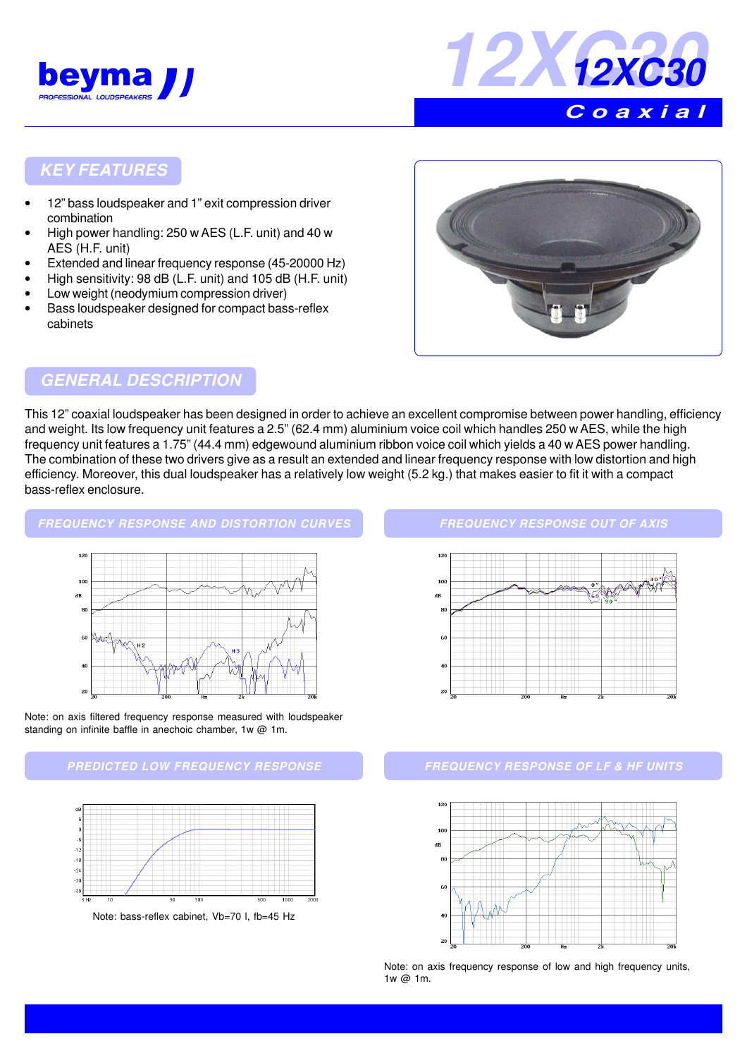# 12XC30

**Coaxial**

## KEY FEATURES

- 12" bass loudspeaker and 1" exit compression driver combination
- High power handling: 250 w AES (L.F. unit) and 40 w AES (H.F. unit)
- Extended and linear frequency response (45-20000 Hz)
- High sensitivity: 98 dB (L.F. unit) and 105 dB (H.F. unit)
- Low weight (neodymium compression driver)
- Bass loudspeaker designed for compact bass-reflex cabinets

## GENERAL DESCRIPTION

This 12" coaxial loudspeaker has been designed in order to achieve an excellent compromise between power handling, efficiency and weight. Its low frequency unit features a 2.5" (62.4 mm) aluminium voice coil which handles 250 w AES, while the high frequency unit features a 1.75" (44.4 mm) edgewound aluminium ribbon voice coil which yields a 40 w AES power handling. The combination of these two drivers give as a result an extended and linear frequency response with low distortion and high efficiency. Moreover, this dual loudspeaker has a relatively low weight (5.2 kg.) that makes easier to fit it with a compact bass-reflex enclosure.

### FREQUENCY RESPONSE AND DISTORTION CURVES

Note: on axis filtered frequency response measured with loudspeaker standing on infinite baffle in anechoic chamber, 1w @ 1m.

### FREQUENCY RESPONSE OUT OF AXIS

### PREDICTED LOW FREQUENCY RESPONSE

Note: bass-reflex cabinet, Vb=70 l, fb=45 Hz

### FREQUENCY RESPONSE OF LF & HF UNITS

Note: on axis frequency response of low and high frequency units, 1w @ 1m.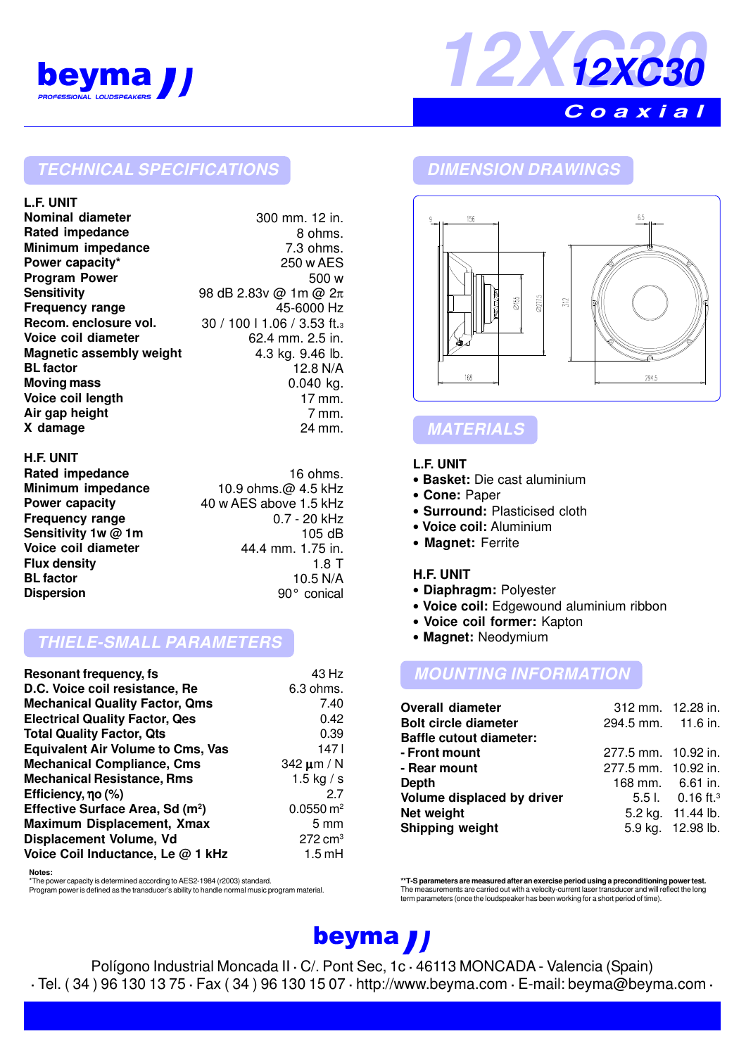# beyma

PROFESSIONAL LOUDSPEAKERS

# 12XC30

**Coaxial**

## TECHNICAL SPECIFICATIONS

**L.F. UNIT**

| | |
|---|---|
| **Nominal diameter** | 300 mm. 12 in. |
| **Rated impedance** | 8 ohms. |
| **Minimum impedance** | 7.3 ohms. |
| **Power capacity*** | 250 w AES |
| **Program Power** | 500 w |
| **Sensitivity** | 98 dB 2.83v @ 1m @ 2π |
| **Frequency range** | 45-6000 Hz |
| **Recom. enclosure vol.** | 30 / 100 l 1.06 / 3.53 $ft.^3$ |
| **Voice coil diameter** | 62.4 mm. 2.5 in. |
| **Magnetic assembly weight** | 4.3 kg. 9.46 lb. |
| **BL factor** | 12.8 N/A |
| **Moving mass** | 0.040 kg. |
| **Voice coil length** | 17 mm. |
| **Air gap height** | 7 mm. |
| **X damage** | 24 mm. |

**H.F. UNIT**

| | |
|---|---|
| **Rated impedance** | 16 ohms. |
| **Minimum impedance** | 10.9 ohms.@ 4.5 kHz |
| **Power capacity** | 40 w AES above 1.5 kHz |
| **Frequency range** | 0.7 - 20 kHz |
| **Sensitivity 1w @ 1m** | 105 dB |
| **Voice coil diameter** | 44.4 mm. 1.75 in. |
| **Flux density** | 1.8 T |
| **BL factor** | 10.5 N/A |
| **Dispersion** | 90° conical |

## THIELE-SMALL PARAMETERS

| | |
|---|---|
| **Resonant frequency, fs** | 43 Hz |
| **D.C. Voice coil resistance, Re** | 6.3 ohms. |
| **Mechanical Quality Factor, Qms** | 7.40 |
| **Electrical Quality Factor, Qes** | 0.42 |
| **Total Quality Factor, Qts** | 0.39 |
| **Equivalent Air Volume to Cms, Vas** | 147 l |
| **Mechanical Compliance, Cms** | 342 µm / N |
| **Mechanical Resistance, Rms** | 1.5 kg / s |
| **Efficiency, ηo (%)** | 2.7 |
| **Effective Surface Area, Sd ($m^2$)** | 0.0550 $m^2$ |
| **Maximum Displacement, Xmax** | 5 mm |
| **Displacement Volume, Vd** | 272 $cm^3$ |
| **Voice Coil Inductance, Le @ 1 kHz** | 1.5 mH |

**Notes:**
*The power capacity is determined according to AES2-1984 (r2003) standard.
Program power is defined as the transducer's ability to handle normal music program material.

## DIMENSION DRAWINGS

9 156 6.5 Ø155 Ø277.5 312 168 294.5

## MATERIALS

**L.F. UNIT**
- **Basket:** Die cast aluminium
- **Cone:** Paper
- **Surround:** Plasticised cloth
- **Voice coil:** Aluminium
- **Magnet:** Ferrite

**H.F. UNIT**
- **Diaphragm:** Polyester
- **Voice coil:** Edgewound aluminium ribbon
- **Voice coil former:** Kapton
- **Magnet:** Neodymium

## MOUNTING INFORMATION

| | | |
|---|---|---|
| **Overall diameter** | 312 mm. | 12.28 in. |
| **Bolt circle diameter** | 294.5 mm. | 11.6 in. |
| **Baffle cutout diameter:** | | |
| **- Front mount** | 277.5 mm. | 10.92 in. |
| **- Rear mount** | 277.5 mm. | 10.92 in. |
| **Depth** | 168 mm. | 6.61 in. |
| **Volume displaced by driver** | 5.5 l. | 0.16 $ft.^3$ |
| **Net weight** | 5.2 kg. | 11.44 lb. |
| **Shipping weight** | 5.9 kg. | 12.98 lb. |

****T-S parameters are measured after an exercise period using a preconditioning power test.** The measurements are carried out with a velocity-current laser transducer and will reflect the long term parameters (once the loudspeaker has been working for a short period of time).

**beyma**

Polígono Industrial Moncada II · C/. Pont Sec, 1c · 46113 MONCADA - Valencia (Spain)
· Tel. ( 34 ) 96 130 13 75 · Fax ( 34 ) 96 130 15 07 · http://www.beyma.com · E-mail: beyma@beyma.com ·